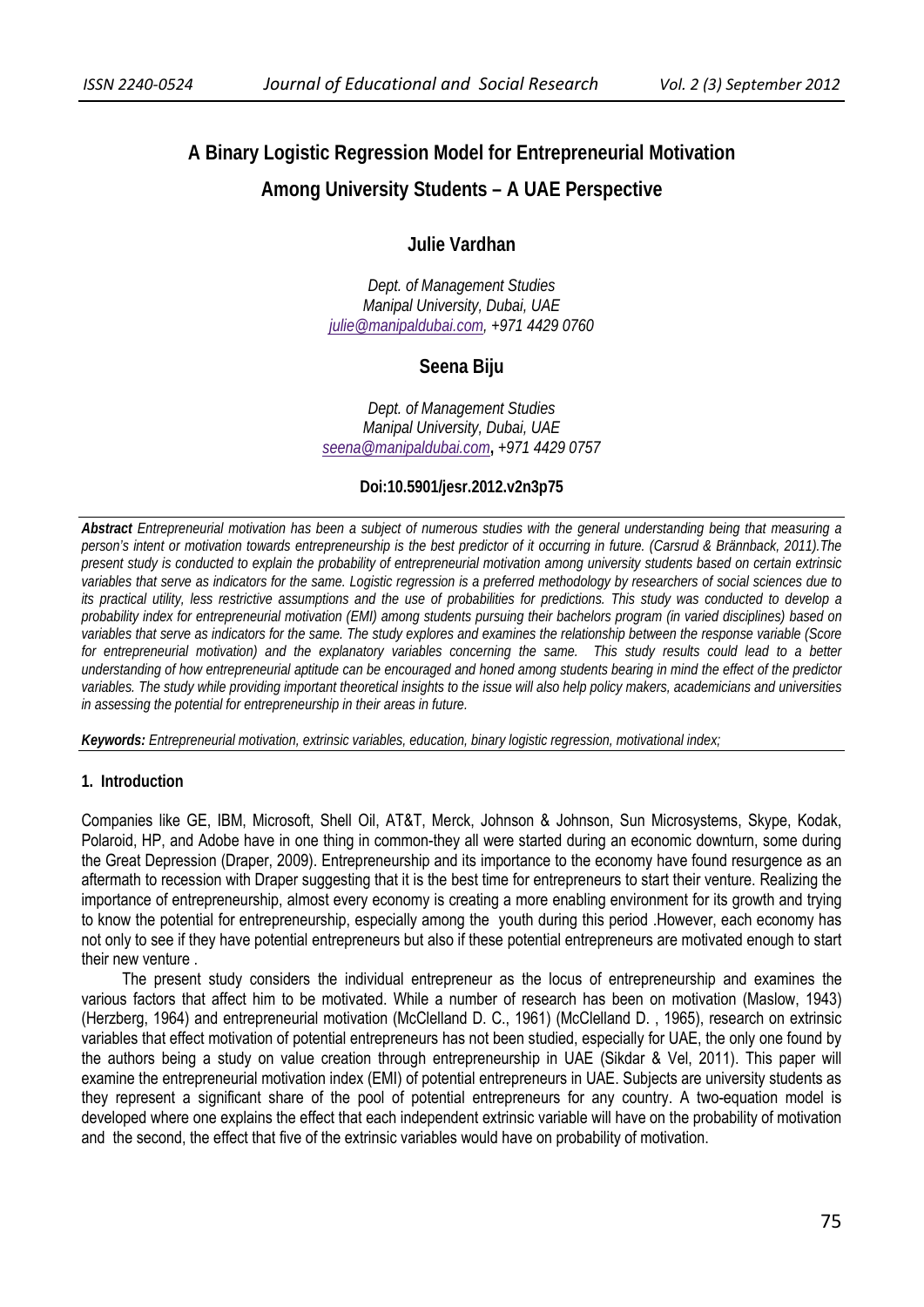# A Binary Logistic Regression Model for Entrepreneurial Motivation Among University Students – A UAE Perspective

**Julie Vardhan**

*Dept. of Management Studies*
*Manipal University, Dubai, UAE*
*julie@manipaldubai.com, +971 4429 0760*

**Seena Biju**

*Dept. of Management Studies*
*Manipal University, Dubai, UAE*
*seena@manipaldubai.com, +971 4429 0757*

**Doi:10.5901/jesr.2012.v2n3p75**

***Abstract*** *Entrepreneurial motivation has been a subject of numerous studies with the general understanding being that measuring a person's intent or motivation towards entrepreneurship is the best predictor of it occurring in future. (Carsrud & Brännback, 2011).The present study is conducted to explain the probability of entrepreneurial motivation among university students based on certain extrinsic variables that serve as indicators for the same. Logistic regression is a preferred methodology by researchers of social sciences due to its practical utility, less restrictive assumptions and the use of probabilities for predictions. This study was conducted to develop a probability index for entrepreneurial motivation (EMI) among students pursuing their bachelors program (in varied disciplines) based on variables that serve as indicators for the same. The study explores and examines the relationship between the response variable (Score for entrepreneurial motivation) and the explanatory variables concerning the same. This study results could lead to a better understanding of how entrepreneurial aptitude can be encouraged and honed among students bearing in mind the effect of the predictor variables. The study while providing important theoretical insights to the issue will also help policy makers, academicians and universities in assessing the potential for entrepreneurship in their areas in future.*

***Keywords:*** *Entrepreneurial motivation, extrinsic variables, education, binary logistic regression, motivational index;*

## 1. Introduction

Companies like GE, IBM, Microsoft, Shell Oil, AT&T, Merck, Johnson & Johnson, Sun Microsystems, Skype, Kodak, Polaroid, HP, and Adobe have in one thing in common-they all were started during an economic downturn, some during the Great Depression (Draper, 2009). Entrepreneurship and its importance to the economy have found resurgence as an aftermath to recession with Draper suggesting that it is the best time for entrepreneurs to start their venture. Realizing the importance of entrepreneurship, almost every economy is creating a more enabling environment for its growth and trying to know the potential for entrepreneurship, especially among the youth during this period .However, each economy has not only to see if they have potential entrepreneurs but also if these potential entrepreneurs are motivated enough to start their new venture .

The present study considers the individual entrepreneur as the locus of entrepreneurship and examines the various factors that affect him to be motivated. While a number of research has been on motivation (Maslow, 1943) (Herzberg, 1964) and entrepreneurial motivation (McClelland D. C., 1961) (McClelland D. , 1965), research on extrinsic variables that effect motivation of potential entrepreneurs has not been studied, especially for UAE, the only one found by the authors being a study on value creation through entrepreneurship in UAE (Sikdar & Vel, 2011). This paper will examine the entrepreneurial motivation index (EMI) of potential entrepreneurs in UAE. Subjects are university students as they represent a significant share of the pool of potential entrepreneurs for any country. A two-equation model is developed where one explains the effect that each independent extrinsic variable will have on the probability of motivation and the second, the effect that five of the extrinsic variables would have on probability of motivation.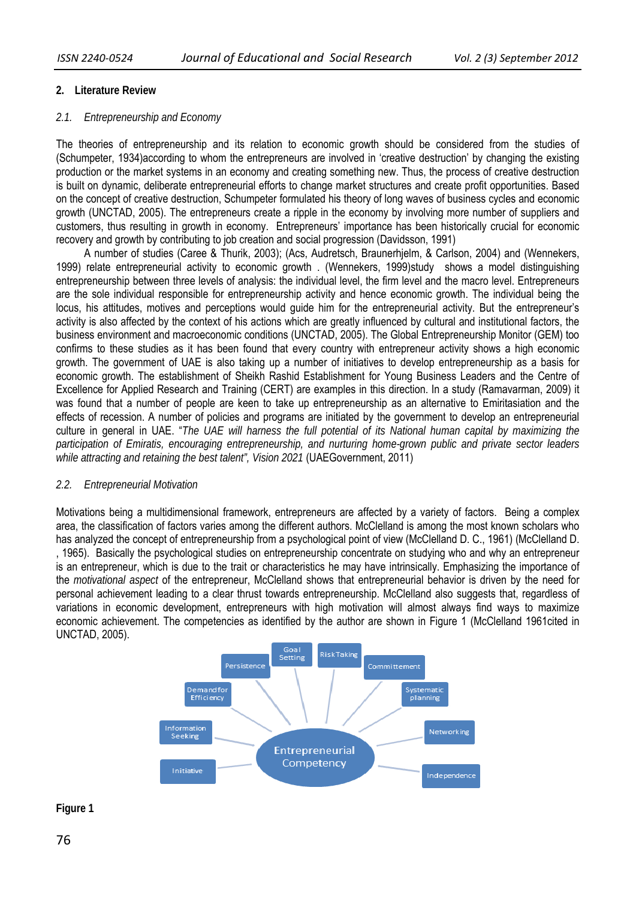## 2. Literature Review

### 2.1. Entrepreneurship and Economy

The theories of entrepreneurship and its relation to economic growth should be considered from the studies of (Schumpeter, 1934)according to whom the entrepreneurs are involved in 'creative destruction' by changing the existing production or the market systems in an economy and creating something new. Thus, the process of creative destruction is built on dynamic, deliberate entrepreneurial efforts to change market structures and create profit opportunities. Based on the concept of creative destruction, Schumpeter formulated his theory of long waves of business cycles and economic growth (UNCTAD, 2005). The entrepreneurs create a ripple in the economy by involving more number of suppliers and customers, thus resulting in growth in economy. Entrepreneurs' importance has been historically crucial for economic recovery and growth by contributing to job creation and social progression (Davidsson, 1991)

A number of studies (Caree & Thurik, 2003); (Acs, Audretsch, Braunerhjelm, & Carlson, 2004) and (Wennekers, 1999) relate entrepreneurial activity to economic growth . (Wennekers, 1999)study shows a model distinguishing entrepreneurship between three levels of analysis: the individual level, the firm level and the macro level. Entrepreneurs are the sole individual responsible for entrepreneurship activity and hence economic growth. The individual being the locus, his attitudes, motives and perceptions would guide him for the entrepreneurial activity. But the entrepreneur's activity is also affected by the context of his actions which are greatly influenced by cultural and institutional factors, the business environment and macroeconomic conditions (UNCTAD, 2005). The Global Entrepreneurship Monitor (GEM) too confirms to these studies as it has been found that every country with entrepreneur activity shows a high economic growth. The government of UAE is also taking up a number of initiatives to develop entrepreneurship as a basis for economic growth. The establishment of Sheikh Rashid Establishment for Young Business Leaders and the Centre of Excellence for Applied Research and Training (CERT) are examples in this direction. In a study (Ramavarman, 2009) it was found that a number of people are keen to take up entrepreneurship as an alternative to Emiritasiation and the effects of recession. A number of policies and programs are initiated by the government to develop an entrepreneurial culture in general in UAE. "*The UAE will harness the full potential of its National human capital by maximizing the participation of Emiratis, encouraging entrepreneurship, and nurturing home-grown public and private sector leaders while attracting and retaining the best talent", Vision 2021* (UAEGovernment, 2011)

### 2.2. Entrepreneurial Motivation

Motivations being a multidimensional framework, entrepreneurs are affected by a variety of factors. Being a complex area, the classification of factors varies among the different authors. McClelland is among the most known scholars who has analyzed the concept of entrepreneurship from a psychological point of view (McClelland D. C., 1961) (McClelland D. , 1965). Basically the psychological studies on entrepreneurship concentrate on studying who and why an entrepreneur is an entrepreneur, which is due to the trait or characteristics he may have intrinsically. Emphasizing the importance of the *motivational aspect* of the entrepreneur, McClelland shows that entrepreneurial behavior is driven by the need for personal achievement leading to a clear thrust towards entrepreneurship. McClelland also suggests that, regardless of variations in economic development, entrepreneurs with high motivation will almost always find ways to maximize economic achievement. The competencies as identified by the author are shown in Figure 1 (McClelland 1961cited in UNCTAD, 2005).

Entrepreneurial Competency: Persistence, Goal Setting, Risk Taking, Committement, Demand for Efficiency, Systematic planning, Information Seeking, Networking, Initiative, Independence

**Figure 1**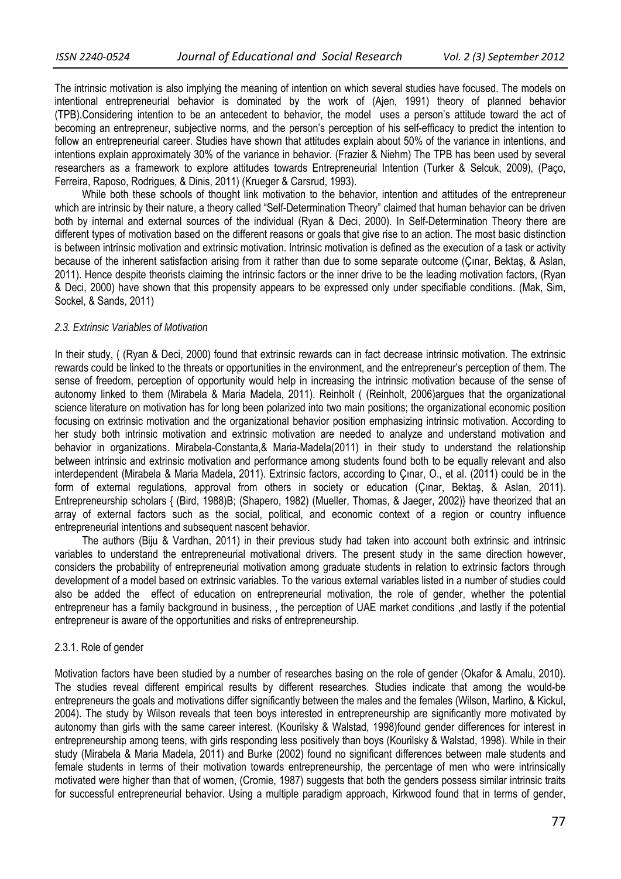The intrinsic motivation is also implying the meaning of intention on which several studies have focused. The models on intentional entrepreneurial behavior is dominated by the work of (Ajen, 1991) theory of planned behavior (TPB).Considering intention to be an antecedent to behavior, the model uses a person's attitude toward the act of becoming an entrepreneur, subjective norms, and the person's perception of his self-efficacy to predict the intention to follow an entrepreneurial career. Studies have shown that attitudes explain about 50% of the variance in intentions, and intentions explain approximately 30% of the variance in behavior. (Frazier & Niehm) The TPB has been used by several researchers as a framework to explore attitudes towards Entrepreneurial Intention (Turker & Selcuk, 2009), (Paço, Ferreira, Raposo, Rodrigues, & Dinis, 2011) (Krueger & Carsrud, 1993).

While both these schools of thought link motivation to the behavior, intention and attitudes of the entrepreneur which are intrinsic by their nature, a theory called "Self-Determination Theory" claimed that human behavior can be driven both by internal and external sources of the individual (Ryan & Deci, 2000). In Self-Determination Theory there are different types of motivation based on the different reasons or goals that give rise to an action. The most basic distinction is between intrinsic motivation and extrinsic motivation. Intrinsic motivation is defined as the execution of a task or activity because of the inherent satisfaction arising from it rather than due to some separate outcome (Çınar, Bektaş, & Aslan, 2011). Hence despite theorists claiming the intrinsic factors or the inner drive to be the leading motivation factors, (Ryan & Deci, 2000) have shown that this propensity appears to be expressed only under specifiable conditions. (Mak, Sim, Sockel, & Sands, 2011)

### *2.3. Extrinsic Variables of Motivation*

In their study, ( (Ryan & Deci, 2000) found that extrinsic rewards can in fact decrease intrinsic motivation. The extrinsic rewards could be linked to the threats or opportunities in the environment, and the entrepreneur's perception of them. The sense of freedom, perception of opportunity would help in increasing the intrinsic motivation because of the sense of autonomy linked to them (Mirabela & Maria Madela, 2011). Reinholt ( (Reinholt, 2006)argues that the organizational science literature on motivation has for long been polarized into two main positions; the organizational economic position focusing on extrinsic motivation and the organizational behavior position emphasizing intrinsic motivation. According to her study both intrinsic motivation and extrinsic motivation are needed to analyze and understand motivation and behavior in organizations. Mirabela-Constanta,& Maria-Madela(2011) in their study to understand the relationship between intrinsic and extrinsic motivation and performance among students found both to be equally relevant and also interdependent (Mirabela & Maria Madela, 2011). Extrinsic factors, according to Çınar, O., et al. (2011) could be in the form of external regulations, approval from others in society or education (Çınar, Bektaş, & Aslan, 2011). Entrepreneurship scholars { (Bird, 1988)B; (Shapero, 1982) (Mueller, Thomas, & Jaeger, 2002)} have theorized that an array of external factors such as the social, political, and economic context of a region or country influence entrepreneurial intentions and subsequent nascent behavior.

The authors (Biju & Vardhan, 2011) in their previous study had taken into account both extrinsic and intrinsic variables to understand the entrepreneurial motivational drivers. The present study in the same direction however, considers the probability of entrepreneurial motivation among graduate students in relation to extrinsic factors through development of a model based on extrinsic variables. To the various external variables listed in a number of studies could also be added the effect of education on entrepreneurial motivation, the role of gender, whether the potential entrepreneur has a family background in business, , the perception of UAE market conditions ,and lastly if the potential entrepreneur is aware of the opportunities and risks of entrepreneurship.

#### 2.3.1. Role of gender

Motivation factors have been studied by a number of researches basing on the role of gender (Okafor & Amalu, 2010). The studies reveal different empirical results by different researches. Studies indicate that among the would-be entrepreneurs the goals and motivations differ significantly between the males and the females (Wilson, Marlino, & Kickul, 2004). The study by Wilson reveals that teen boys interested in entrepreneurship are significantly more motivated by autonomy than girls with the same career interest. (Kourilsky & Walstad, 1998)found gender differences for interest in entrepreneurship among teens, with girls responding less positively than boys (Kourilsky & Walstad, 1998). While in their study (Mirabela & Maria Madela, 2011) and Burke (2002) found no significant differences between male students and female students in terms of their motivation towards entrepreneurship, the percentage of men who were intrinsically motivated were higher than that of women, (Cromie, 1987) suggests that both the genders possess similar intrinsic traits for successful entrepreneurial behavior. Using a multiple paradigm approach, Kirkwood found that in terms of gender,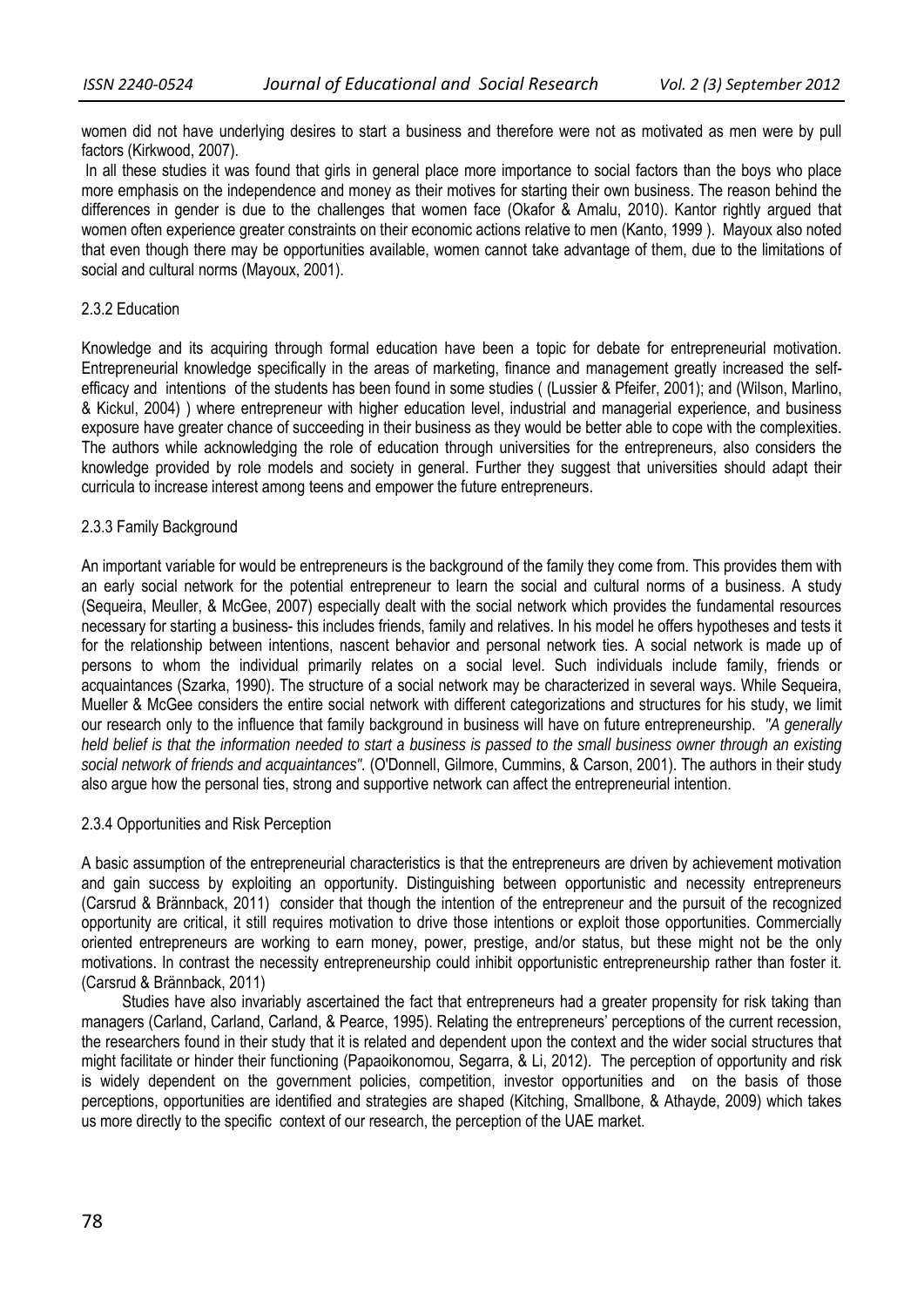women did not have underlying desires to start a business and therefore were not as motivated as men were by pull factors (Kirkwood, 2007).

In all these studies it was found that girls in general place more importance to social factors than the boys who place more emphasis on the independence and money as their motives for starting their own business. The reason behind the differences in gender is due to the challenges that women face (Okafor & Amalu, 2010). Kantor rightly argued that women often experience greater constraints on their economic actions relative to men (Kanto, 1999 ). Mayoux also noted that even though there may be opportunities available, women cannot take advantage of them, due to the limitations of social and cultural norms (Mayoux, 2001).

### 2.3.2 Education

Knowledge and its acquiring through formal education have been a topic for debate for entrepreneurial motivation. Entrepreneurial knowledge specifically in the areas of marketing, finance and management greatly increased the self-efficacy and intentions of the students has been found in some studies ( (Lussier & Pfeifer, 2001); and (Wilson, Marlino, & Kickul, 2004) ) where entrepreneur with higher education level, industrial and managerial experience, and business exposure have greater chance of succeeding in their business as they would be better able to cope with the complexities. The authors while acknowledging the role of education through universities for the entrepreneurs, also considers the knowledge provided by role models and society in general. Further they suggest that universities should adapt their curricula to increase interest among teens and empower the future entrepreneurs.

### 2.3.3 Family Background

An important variable for would be entrepreneurs is the background of the family they come from. This provides them with an early social network for the potential entrepreneur to learn the social and cultural norms of a business. A study (Sequeira, Meuller, & McGee, 2007) especially dealt with the social network which provides the fundamental resources necessary for starting a business- this includes friends, family and relatives. In his model he offers hypotheses and tests it for the relationship between intentions, nascent behavior and personal network ties. A social network is made up of persons to whom the individual primarily relates on a social level. Such individuals include family, friends or acquaintances (Szarka, 1990). The structure of a social network may be characterized in several ways. While Sequeira, Mueller & McGee considers the entire social network with different categorizations and structures for his study, we limit our research only to the influence that family background in business will have on future entrepreneurship. *"A generally held belief is that the information needed to start a business is passed to the small business owner through an existing social network of friends and acquaintances"*. (O'Donnell, Gilmore, Cummins, & Carson, 2001). The authors in their study also argue how the personal ties, strong and supportive network can affect the entrepreneurial intention.

### 2.3.4 Opportunities and Risk Perception

A basic assumption of the entrepreneurial characteristics is that the entrepreneurs are driven by achievement motivation and gain success by exploiting an opportunity. Distinguishing between opportunistic and necessity entrepreneurs (Carsrud & Brännback, 2011) consider that though the intention of the entrepreneur and the pursuit of the recognized opportunity are critical, it still requires motivation to drive those intentions or exploit those opportunities. Commercially oriented entrepreneurs are working to earn money, power, prestige, and/or status, but these might not be the only motivations. In contrast the necessity entrepreneurship could inhibit opportunistic entrepreneurship rather than foster it. (Carsrud & Brännback, 2011)

Studies have also invariably ascertained the fact that entrepreneurs had a greater propensity for risk taking than managers (Carland, Carland, Carland, & Pearce, 1995). Relating the entrepreneurs' perceptions of the current recession, the researchers found in their study that it is related and dependent upon the context and the wider social structures that might facilitate or hinder their functioning (Papaoikonomou, Segarra, & Li, 2012). The perception of opportunity and risk is widely dependent on the government policies, competition, investor opportunities and on the basis of those perceptions, opportunities are identified and strategies are shaped (Kitching, Smallbone, & Athayde, 2009) which takes us more directly to the specific context of our research, the perception of the UAE market.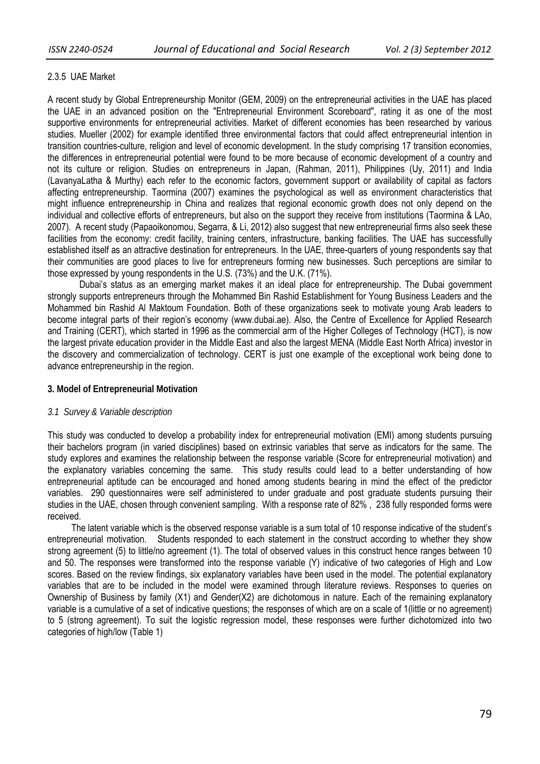### 2.3.5 UAE Market

A recent study by Global Entrepreneurship Monitor (GEM, 2009) on the entrepreneurial activities in the UAE has placed the UAE in an advanced position on the "Entrepreneurial Environment Scoreboard", rating it as one of the most supportive environments for entrepreneurial activities. Market of different economies has been researched by various studies. Mueller (2002) for example identified three environmental factors that could affect entrepreneurial intention in transition countries-culture, religion and level of economic development. In the study comprising 17 transition economies, the differences in entrepreneurial potential were found to be more because of economic development of a country and not its culture or religion. Studies on entrepreneurs in Japan, (Rahman, 2011), Philippines (Uy, 2011) and India (LavanyaLatha & Murthy) each refer to the economic factors, government support or availability of capital as factors affecting entrepreneurship. Taormina (2007) examines the psychological as well as environment characteristics that might influence entrepreneurship in China and realizes that regional economic growth does not only depend on the individual and collective efforts of entrepreneurs, but also on the support they receive from institutions (Taormina & LAo, 2007). A recent study (Papaoikonomou, Segarra, & Li, 2012) also suggest that new entrepreneurial firms also seek these facilities from the economy: credit facility, training centers, infrastructure, banking facilities. The UAE has successfully established itself as an attractive destination for entrepreneurs. In the UAE, three-quarters of young respondents say that their communities are good places to live for entrepreneurs forming new businesses. Such perceptions are similar to those expressed by young respondents in the U.S. (73%) and the U.K. (71%).

Dubai's status as an emerging market makes it an ideal place for entrepreneurship. The Dubai government strongly supports entrepreneurs through the Mohammed Bin Rashid Establishment for Young Business Leaders and the Mohammed bin Rashid Al Maktoum Foundation. Both of these organizations seek to motivate young Arab leaders to become integral parts of their region's economy (www.dubai.ae). Also, the Centre of Excellence for Applied Research and Training (CERT), which started in 1996 as the commercial arm of the Higher Colleges of Technology (HCT), is now the largest private education provider in the Middle East and also the largest MENA (Middle East North Africa) investor in the discovery and commercialization of technology. CERT is just one example of the exceptional work being done to advance entrepreneurship in the region.

## 3. Model of Entrepreneurial Motivation

### *3.1 Survey & Variable description*

This study was conducted to develop a probability index for entrepreneurial motivation (EMI) among students pursuing their bachelors program (in varied disciplines) based on extrinsic variables that serve as indicators for the same. The study explores and examines the relationship between the response variable (Score for entrepreneurial motivation) and the explanatory variables concerning the same. This study results could lead to a better understanding of how entrepreneurial aptitude can be encouraged and honed among students bearing in mind the effect of the predictor variables. 290 questionnaires were self administered to under graduate and post graduate students pursuing their studies in the UAE, chosen through convenient sampling. With a response rate of 82% , 238 fully responded forms were received.

The latent variable which is the observed response variable is a sum total of 10 response indicative of the student's entrepreneurial motivation. Students responded to each statement in the construct according to whether they show strong agreement (5) to little/no agreement (1). The total of observed values in this construct hence ranges between 10 and 50. The responses were transformed into the response variable (Y) indicative of two categories of High and Low scores. Based on the review findings, six explanatory variables have been used in the model. The potential explanatory variables that are to be included in the model were examined through literature reviews. Responses to queries on Ownership of Business by family ($X_1$) and Gender($X_2$) are dichotomous in nature. Each of the remaining explanatory variable is a cumulative of a set of indicative questions; the responses of which are on a scale of 1(little or no agreement) to 5 (strong agreement). To suit the logistic regression model, these responses were further dichotomized into two categories of high/low (Table 1)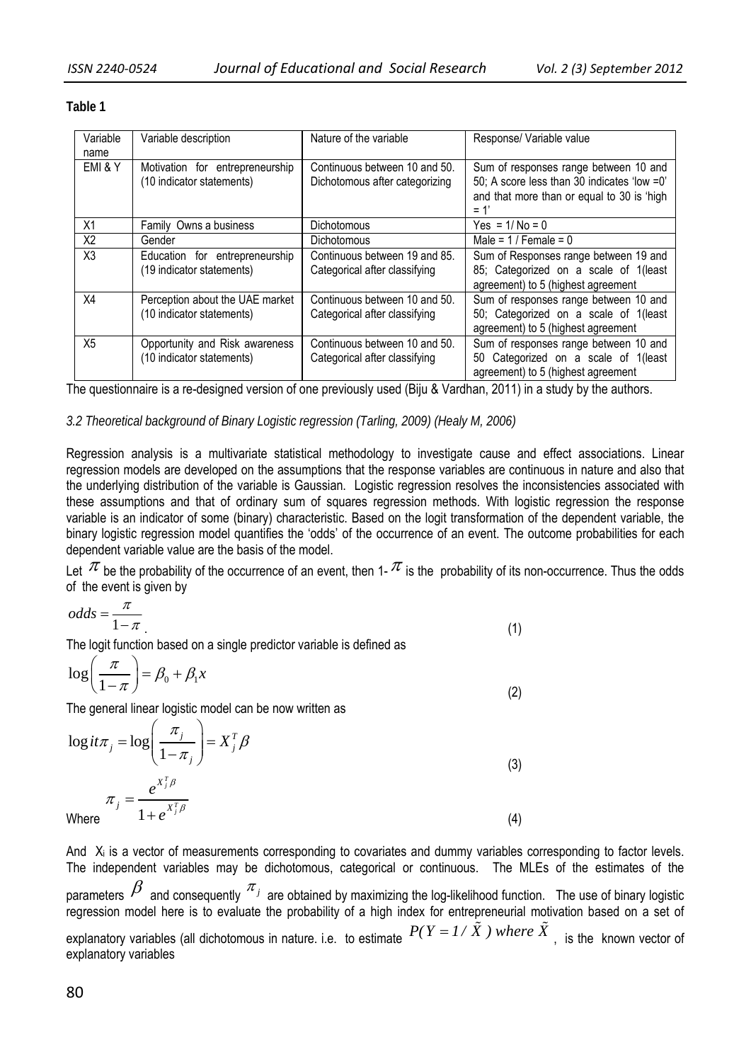**Table 1**

| Variable name | Variable description | Nature of the variable | Response/ Variable value |
|---|---|---|---|
| EMI & Y | Motivation for entrepreneurship (10 indicator statements) | Continuous between 10 and 50. Dichotomous after categorizing | Sum of responses range between 10 and 50; A score less than 30 indicates 'low =0' and that more than or equal to 30 is 'high = 1' |
| X1 | Family Owns a business | Dichotomous | Yes = 1/ No = 0 |
| X2 | Gender | Dichotomous | Male = 1 / Female = 0 |
| X3 | Education for entrepreneurship (19 indicator statements) | Continuous between 19 and 85. Categorical after classifying | Sum of Responses range between 19 and 85; Categorized on a scale of 1(least agreement) to 5 (highest agreement |
| X4 | Perception about the UAE market (10 indicator statements) | Continuous between 10 and 50. Categorical after classifying | Sum of responses range between 10 and 50; Categorized on a scale of 1(least agreement) to 5 (highest agreement |
| X5 | Opportunity and Risk awareness (10 indicator statements) | Continuous between 10 and 50. Categorical after classifying | Sum of responses range between 10 and 50 Categorized on a scale of 1(least agreement) to 5 (highest agreement |

The questionnaire is a re-designed version of one previously used (Biju & Vardhan, 2011) in a study by the authors.

*3.2 Theoretical background of Binary Logistic regression (Tarling, 2009) (Healy M, 2006)*

Regression analysis is a multivariate statistical methodology to investigate cause and effect associations. Linear regression models are developed on the assumptions that the response variables are continuous in nature and also that the underlying distribution of the variable is Gaussian. Logistic regression resolves the inconsistencies associated with these assumptions and that of ordinary sum of squares regression methods. With logistic regression the response variable is an indicator of some (binary) characteristic. Based on the logit transformation of the dependent variable, the binary logistic regression model quantifies the 'odds' of the occurrence of an event. The outcome probabilities for each dependent variable value are the basis of the model.

Let $\pi$ be the probability of the occurrence of an event, then 1- $\pi$ is the probability of its non-occurrence. Thus the odds of the event is given by

$$odds = \frac{\pi}{1-\pi} \tag{1}$$

The logit function based on a single predictor variable is defined as

$$\log\left(\frac{\pi}{1-\pi}\right) = \beta_0 + \beta_1 x \tag{2}$$

The general linear logistic model can be now written as

$$\log it\pi_j = \log\left(\frac{\pi_j}{1-\pi_j}\right) = X_j^T \beta \tag{3}$$

Where

$$\pi_j = \frac{e^{X_j^T \beta}}{1+e^{X_j^T \beta}} \tag{4}$$

And $X_i$ is a vector of measurements corresponding to covariates and dummy variables corresponding to factor levels. The independent variables may be dichotomous, categorical or continuous. The MLEs of the estimates of the parameters $\beta$ and consequently $\pi_j$ are obtained by maximizing the log-likelihood function. The use of binary logistic regression model here is to evaluate the probability of a high index for entrepreneurial motivation based on a set of explanatory variables (all dichotomous in nature. i.e. to estimate $P(Y = 1 / \tilde{X})$ where $\tilde{X}$, is the known vector of explanatory variables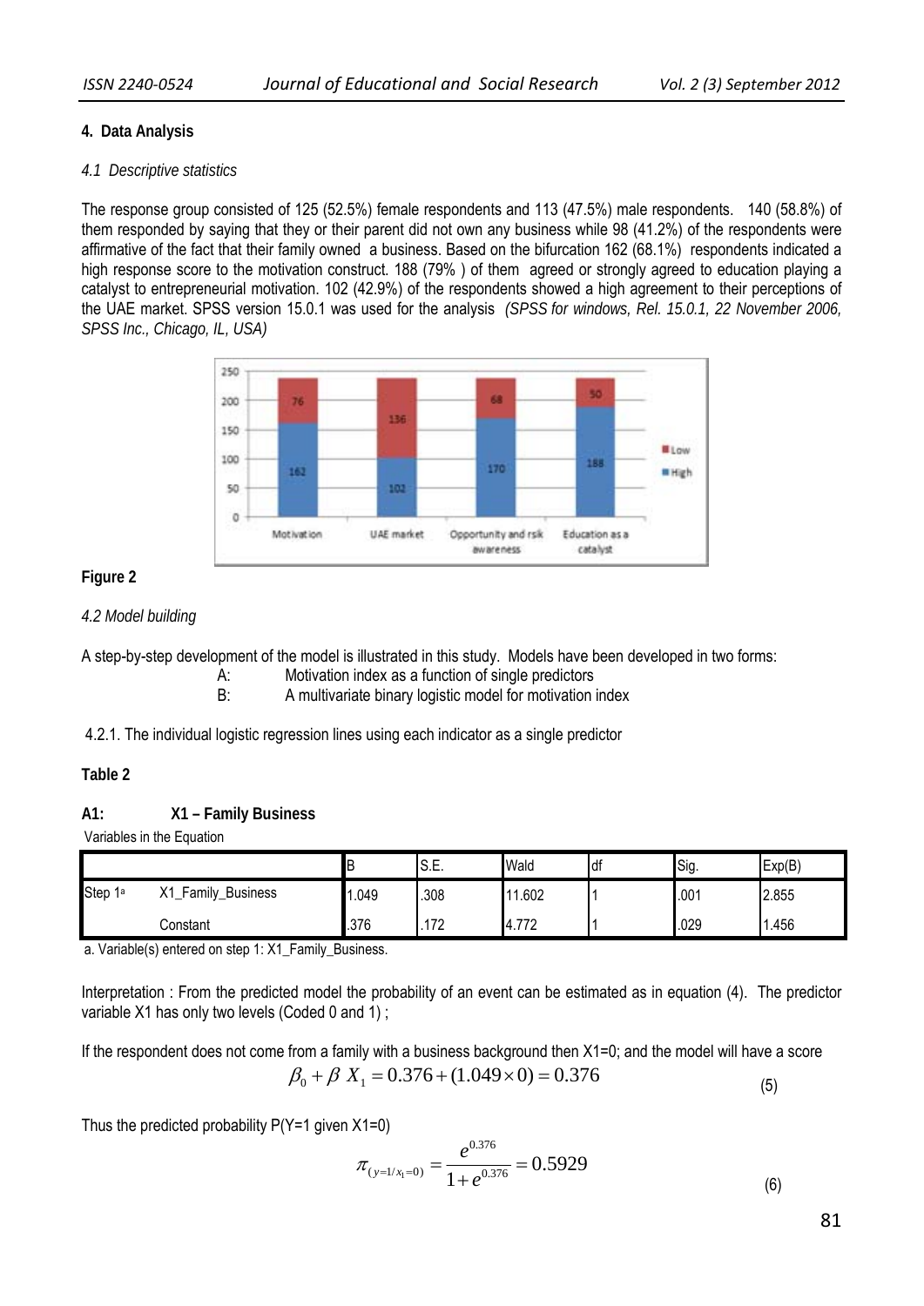## 4. Data Analysis

*4.1 Descriptive statistics*

The response group consisted of 125 (52.5%) female respondents and 113 (47.5%) male respondents. 140 (58.8%) of them responded by saying that they or their parent did not own any business while 98 (41.2%) of the respondents were affirmative of the fact that their family owned a business. Based on the bifurcation 162 (68.1%) respondents indicated a high response score to the motivation construct. 188 (79% ) of them agreed or strongly agreed to education playing a catalyst to entrepreneurial motivation. 102 (42.9%) of the respondents showed a high agreement to their perceptions of the UAE market. SPSS version 15.0.1 was used for the analysis *(SPSS for windows, Rel. 15.0.1, 22 November 2006, SPSS Inc., Chicago, IL, USA)*

**Figure 2**

*4.2 Model building*

A step-by-step development of the model is illustrated in this study. Models have been developed in two forms:

A: Motivation index as a function of single predictors

B: A multivariate binary logistic model for motivation index

4.2.1. The individual logistic regression lines using each indicator as a single predictor

**Table 2**

**A1: X1 – Family Business**

Variables in the Equation

| | | B | S.E. | Wald | df | Sig. | Exp(B) |
|---|---|---|---|---|---|---|---|
| Step 1[a] | X1_Family_Business | 1.049 | .308 | 11.602 | 1 | .001 | 2.855 |
| | Constant | .376 | .172 | 4.772 | 1 | .029 | 1.456 |

a. Variable(s) entered on step 1: X1_Family_Business.

Interpretation : From the predicted model the probability of an event can be estimated as in equation (4). The predictor variable X1 has only two levels (Coded 0 and 1) ;

If the respondent does not come from a family with a business background then X1=0; and the model will have a score

$$\beta_0 + \beta\ X_1 = 0.376 + (1.049 \times 0) = 0.376 \qquad (5)$$

Thus the predicted probability P(Y=1 given X1=0)

$$\pi_{(y=1/x_1=0)} = \frac{e^{0.376}}{1+e^{0.376}} = 0.5929 \qquad (6)$$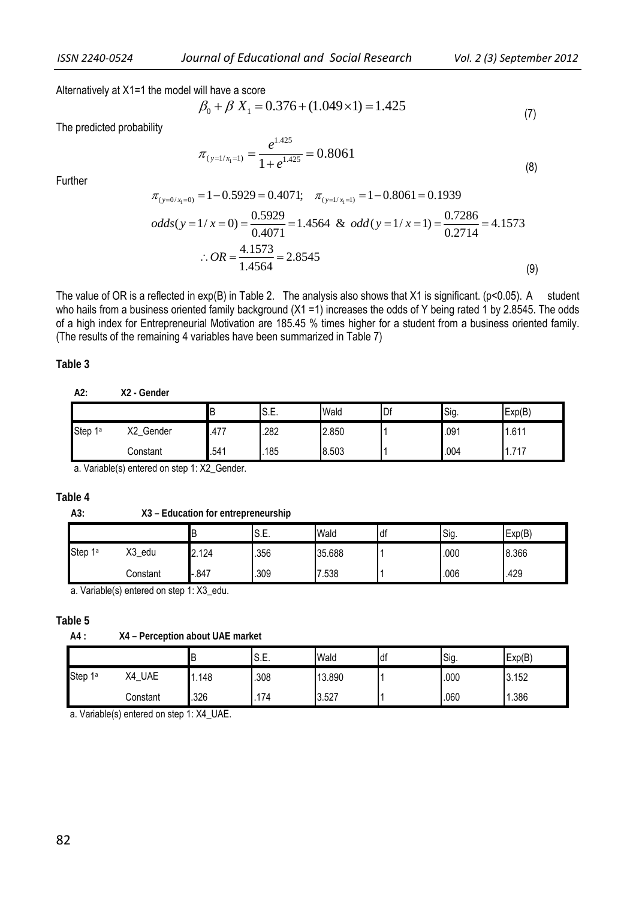Alternatively at X1=1 the model will have a score

$$\beta_0 + \beta X_1 = 0.376 + (1.049 \times 1) = 1.425 \tag{7}$$

The predicted probability

$$\pi_{(y=1/x_1=1)} = \frac{e^{1.425}}{1+e^{1.425}} = 0.8061 \tag{8}$$

Further

$$\pi_{(y=0/x_1=0)} = 1 - 0.5929 = 0.4071; \quad \pi_{(y=1/x_1=1)} = 1 - 0.8061 = 0.1939$$

$$odds(y=1/x=0) = \frac{0.5929}{0.4071} = 1.4564 \;\; \& \;\; odd(y=1/x=1) = \frac{0.7286}{0.2714} = 4.1573$$

$$\therefore OR = \frac{4.1573}{1.4564} = 2.8545 \tag{9}$$

The value of OR is a reflected in exp(B) in Table 2. The analysis also shows that X1 is significant. ($p<0.05$). A student who hails from a business oriented family background (X1 =1) increases the odds of Y being rated 1 by 2.8545. The odds of a high index for Entrepreneurial Motivation are 185.45 % times higher for a student from a business oriented family. (The results of the remaining 4 variables have been summarized in Table 7)

**Table 3**

**A2: X2 - Gender**

| | | B | S.E. | Wald | Df | Sig. | Exp(B) |
|---|---|---|---|---|---|---|---|
| Step 1[a] | X2_Gender | .477 | .282 | 2.850 | 1 | .091 | 1.611 |
| | Constant | .541 | .185 | 8.503 | 1 | .004 | 1.717 |

a. Variable(s) entered on step 1: X2_Gender.

**Table 4**

**A3: X3 – Education for entrepreneurship**

| | | B | S.E. | Wald | df | Sig. | Exp(B) |
|---|---|---|---|---|---|---|---|
| Step 1[a] | X3_edu | 2.124 | .356 | 35.688 | 1 | .000 | 8.366 |
| | Constant | -.847 | .309 | 7.538 | 1 | .006 | .429 |

a. Variable(s) entered on step 1: X3_edu.

**Table 5**

**A4 : X4 – Perception about UAE market**

| | | B | S.E. | Wald | df | Sig. | Exp(B) |
|---|---|---|---|---|---|---|---|
| Step 1[a] | X4_UAE | 1.148 | .308 | 13.890 | 1 | .000 | 3.152 |
| | Constant | .326 | .174 | 3.527 | 1 | .060 | 1.386 |

a. Variable(s) entered on step 1: X4_UAE.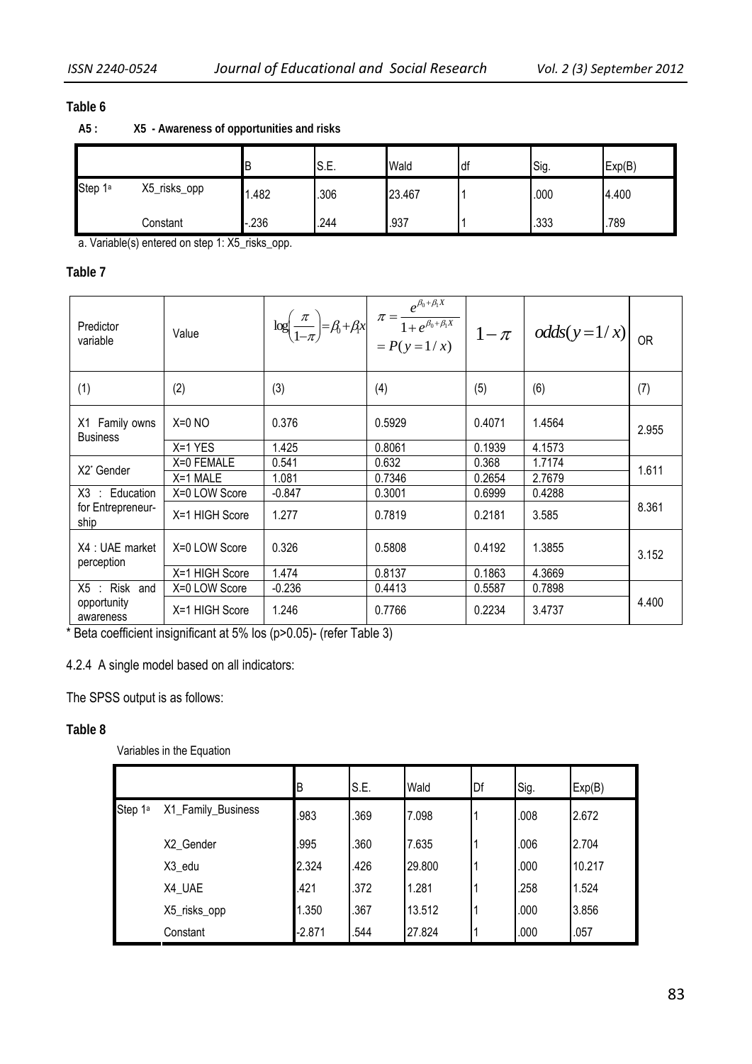**Table 6**

**A5 : X5 - Awareness of opportunities and risks**

| | | B | S.E. | Wald | df | Sig. | Exp(B) |
|---|---|---|---|---|---|---|---|
| Step 1[a] | X5_risks_opp | 1.482 | .306 | 23.467 | 1 | .000 | 4.400 |
| | Constant | -.236 | .244 | .937 | 1 | .333 | .789 |

a. Variable(s) entered on step 1: X5_risks_opp.

**Table 7**

| Predictor variable | Value | $\log\left(\frac{\pi}{1-\pi}\right)=\beta_0+\beta_1 x$ | $\pi = \frac{e^{\beta_0+\beta_1 X}}{1+e^{\beta_0+\beta_1 X}} = P(y=1/x)$ | $1-\pi$ | $odds(y=1/x)$ | OR |
|---|---|---|---|---|---|---|
| (1) | (2) | (3) | (4) | (5) | (6) | (7) |
| X1 Family owns Business | X=0 NO | 0.376 | 0.5929 | 0.4071 | 1.4564 | 2.955 |
| | X=1 YES | 1.425 | 0.8061 | 0.1939 | 4.1573 | |
| X2* Gender | X=0 FEMALE | 0.541 | 0.632 | 0.368 | 1.7174 | 1.611 |
| | X=1 MALE | 1.081 | 0.7346 | 0.2654 | 2.7679 | |
| X3 : Education for Entrepreneur-ship | X=0 LOW Score | -0.847 | 0.3001 | 0.6999 | 0.4288 | 8.361 |
| | X=1 HIGH Score | 1.277 | 0.7819 | 0.2181 | 3.585 | |
| X4 : UAE market perception | X=0 LOW Score | 0.326 | 0.5808 | 0.4192 | 1.3855 | 3.152 |
| | X=1 HIGH Score | 1.474 | 0.8137 | 0.1863 | 4.3669 | |
| X5 : Risk and opportunity awareness | X=0 LOW Score | -0.236 | 0.4413 | 0.5587 | 0.7898 | 4.400 |
| | X=1 HIGH Score | 1.246 | 0.7766 | 0.2234 | 3.4737 | |

* Beta coefficient insignificant at 5% los (p>0.05)- (refer Table 3)

4.2.4 A single model based on all indicators:

The SPSS output is as follows:

**Table 8**

Variables in the Equation

| | | B | S.E. | Wald | Df | Sig. | Exp(B) |
|---|---|---|---|---|---|---|---|
| Step 1[a] | X1_Family_Business | .983 | .369 | 7.098 | 1 | .008 | 2.672 |
| | X2_Gender | .995 | .360 | 7.635 | 1 | .006 | 2.704 |
| | X3_edu | 2.324 | .426 | 29.800 | 1 | .000 | 10.217 |
| | X4_UAE | .421 | .372 | 1.281 | 1 | .258 | 1.524 |
| | X5_risks_opp | 1.350 | .367 | 13.512 | 1 | .000 | 3.856 |
| | Constant | -2.871 | .544 | 27.824 | 1 | .000 | .057 |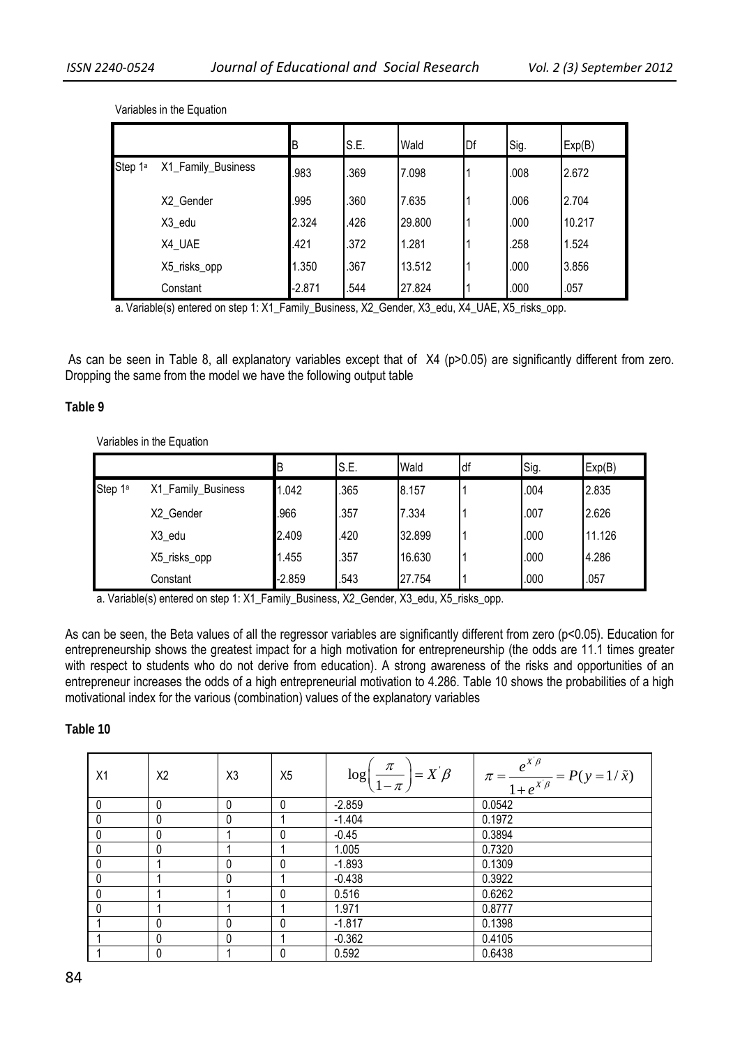Variables in the Equation

| | | B | S.E. | Wald | Df | Sig. | Exp(B) |
|---|---|---|---|---|---|---|---|
| Step 1[a] | X1_Family_Business | .983 | .369 | 7.098 | 1 | .008 | 2.672 |
| | X2_Gender | .995 | .360 | 7.635 | 1 | .006 | 2.704 |
| | X3_edu | 2.324 | .426 | 29.800 | 1 | .000 | 10.217 |
| | X4_UAE | .421 | .372 | 1.281 | 1 | .258 | 1.524 |
| | X5_risks_opp | 1.350 | .367 | 13.512 | 1 | .000 | 3.856 |
| | Constant | -2.871 | .544 | 27.824 | 1 | .000 | .057 |

a. Variable(s) entered on step 1: X1_Family_Business, X2_Gender, X3_edu, X4_UAE, X5_risks_opp.

As can be seen in Table 8, all explanatory variables except that of X4 ($p>0.05$) are significantly different from zero. Dropping the same from the model we have the following output table

**Table 9**

Variables in the Equation

| | | B | S.E. | Wald | df | Sig. | Exp(B) |
|---|---|---|---|---|---|---|---|
| Step 1[a] | X1_Family_Business | 1.042 | .365 | 8.157 | 1 | .004 | 2.835 |
| | X2_Gender | .966 | .357 | 7.334 | 1 | .007 | 2.626 |
| | X3_edu | 2.409 | .420 | 32.899 | 1 | .000 | 11.126 |
| | X5_risks_opp | 1.455 | .357 | 16.630 | 1 | .000 | 4.286 |
| | Constant | -2.859 | .543 | 27.754 | 1 | .000 | .057 |

a. Variable(s) entered on step 1: X1_Family_Business, X2_Gender, X3_edu, X5_risks_opp.

As can be seen, the Beta values of all the regressor variables are significantly different from zero ($p<0.05$). Education for entrepreneurship shows the greatest impact for a high motivation for entrepreneurship (the odds are 11.1 times greater with respect to students who do not derive from education). A strong awareness of the risks and opportunities of an entrepreneur increases the odds of a high entrepreneurial motivation to 4.286. Table 10 shows the probabilities of a high motivational index for the various (combination) values of the explanatory variables

**Table 10**

| X1 | X2 | X3 | X5 | $\log\left(\frac{\pi}{1-\pi}\right) = X'\beta$ | $\pi = \frac{e^{X'\beta}}{1+e^{X'\beta}} = P(y=1/\tilde{x})$ |
|---|---|---|---|---|---|
| 0 | 0 | 0 | 0 | -2.859 | 0.0542 |
| 0 | 0 | 0 | 1 | -1.404 | 0.1972 |
| 0 | 0 | 1 | 0 | -0.45 | 0.3894 |
| 0 | 0 | 1 | 1 | 1.005 | 0.7320 |
| 0 | 1 | 0 | 0 | -1.893 | 0.1309 |
| 0 | 1 | 0 | 1 | -0.438 | 0.3922 |
| 0 | 1 | 1 | 0 | 0.516 | 0.6262 |
| 0 | 1 | 1 | 1 | 1.971 | 0.8777 |
| 1 | 0 | 0 | 0 | -1.817 | 0.1398 |
| 1 | 0 | 0 | 1 | -0.362 | 0.4105 |
| 1 | 0 | 1 | 0 | 0.592 | 0.6438 |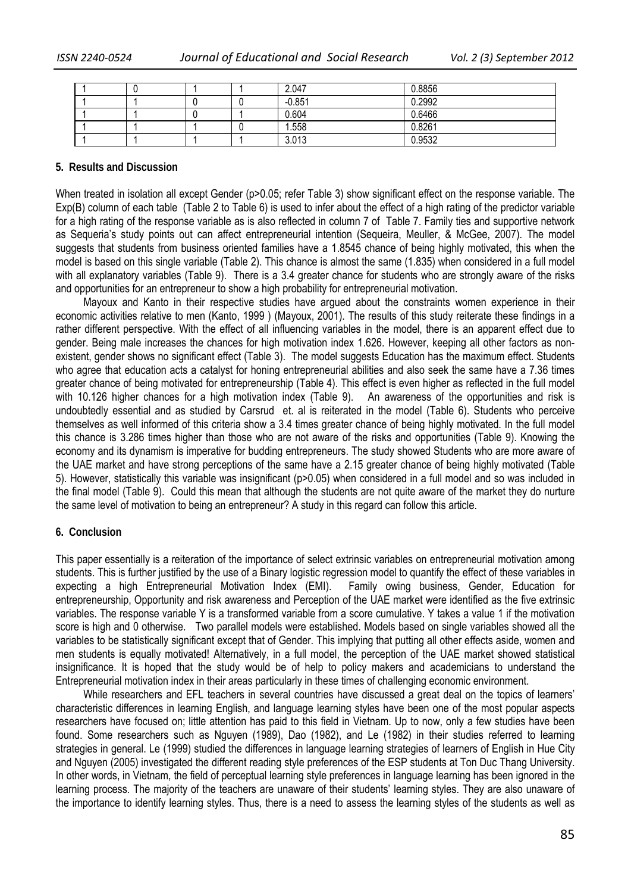| | | | | | |
|---|---|---|---|---|---|
| 1 | 0 | 1 | 1 | 2.047 | 0.8856 |
| 1 | 1 | 0 | 0 | -0.851 | 0.2992 |
| 1 | 1 | 0 | 1 | 0.604 | 0.6466 |
| 1 | 1 | 1 | 0 | 1.558 | 0.8261 |
| 1 | 1 | 1 | 1 | 3.013 | 0.9532 |

## 5. Results and Discussion

When treated in isolation all except Gender (p>0.05; refer Table 3) show significant effect on the response variable. The Exp(B) column of each table (Table 2 to Table 6) is used to infer about the effect of a high rating of the predictor variable for a high rating of the response variable as is also reflected in column 7 of Table 7. Family ties and supportive network as Sequeria's study points out can affect entrepreneurial intention (Sequeira, Meuller, & McGee, 2007). The model suggests that students from business oriented families have a 1.8545 chance of being highly motivated, this when the model is based on this single variable (Table 2). This chance is almost the same (1.835) when considered in a full model with all explanatory variables (Table 9). There is a 3.4 greater chance for students who are strongly aware of the risks and opportunities for an entrepreneur to show a high probability for entrepreneurial motivation.

Mayoux and Kanto in their respective studies have argued about the constraints women experience in their economic activities relative to men (Kanto, 1999 ) (Mayoux, 2001). The results of this study reiterate these findings in a rather different perspective. With the effect of all influencing variables in the model, there is an apparent effect due to gender. Being male increases the chances for high motivation index 1.626. However, keeping all other factors as non-existent, gender shows no significant effect (Table 3). The model suggests Education has the maximum effect. Students who agree that education acts a catalyst for honing entrepreneurial abilities and also seek the same have a 7.36 times greater chance of being motivated for entrepreneurship (Table 4). This effect is even higher as reflected in the full model with 10.126 higher chances for a high motivation index (Table 9). An awareness of the opportunities and risk is undoubtedly essential and as studied by Carsrud et. al is reiterated in the model (Table 6). Students who perceive themselves as well informed of this criteria show a 3.4 times greater chance of being highly motivated. In the full model this chance is 3.286 times higher than those who are not aware of the risks and opportunities (Table 9). Knowing the economy and its dynamism is imperative for budding entrepreneurs. The study showed Students who are more aware of the UAE market and have strong perceptions of the same have a 2.15 greater chance of being highly motivated (Table 5). However, statistically this variable was insignificant (p>0.05) when considered in a full model and so was included in the final model (Table 9). Could this mean that although the students are not quite aware of the market they do nurture the same level of motivation to being an entrepreneur? A study in this regard can follow this article.

## 6. Conclusion

This paper essentially is a reiteration of the importance of select extrinsic variables on entrepreneurial motivation among students. This is further justified by the use of a Binary logistic regression model to quantify the effect of these variables in expecting a high Entrepreneurial Motivation Index (EMI). Family owing business, Gender, Education for entrepreneurship, Opportunity and risk awareness and Perception of the UAE market were identified as the five extrinsic variables. The response variable Y is a transformed variable from a score cumulative. Y takes a value 1 if the motivation score is high and 0 otherwise. Two parallel models were established. Models based on single variables showed all the variables to be statistically significant except that of Gender. This implying that putting all other effects aside, women and men students is equally motivated! Alternatively, in a full model, the perception of the UAE market showed statistical insignificance. It is hoped that the study would be of help to policy makers and academicians to understand the Entrepreneurial motivation index in their areas particularly in these times of challenging economic environment.

While researchers and EFL teachers in several countries have discussed a great deal on the topics of learners' characteristic differences in learning English, and language learning styles have been one of the most popular aspects researchers have focused on; little attention has paid to this field in Vietnam. Up to now, only a few studies have been found. Some researchers such as Nguyen (1989), Dao (1982), and Le (1982) in their studies referred to learning strategies in general. Le (1999) studied the differences in language learning strategies of learners of English in Hue City and Nguyen (2005) investigated the different reading style preferences of the ESP students at Ton Duc Thang University. In other words, in Vietnam, the field of perceptual learning style preferences in language learning has been ignored in the learning process. The majority of the teachers are unaware of their students' learning styles. They are also unaware of the importance to identify learning styles. Thus, there is a need to assess the learning styles of the students as well as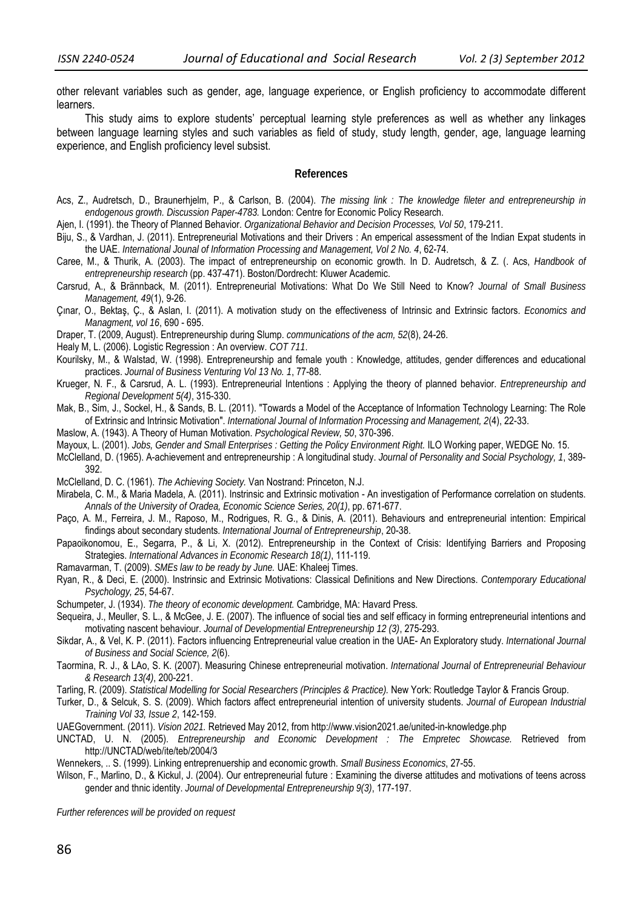other relevant variables such as gender, age, language experience, or English proficiency to accommodate different learners.

This study aims to explore students' perceptual learning style preferences as well as whether any linkages between language learning styles and such variables as field of study, study length, gender, age, language learning experience, and English proficiency level subsist.

## References

Acs, Z., Audretsch, D., Braunerhjelm, P., & Carlson, B. (2004). *The missing link : The knowledge fileter and entrepreneurship in endogenous growth. Discussion Paper-4783.* London: Centre for Economic Policy Research.

Ajen, I. (1991). the Theory of Planned Behavior. *Organizational Behavior and Decision Processes, Vol 50*, 179-211.

Biju, S., & Vardhan, J. (2011). Entrepreneurial Motivations and their Drivers : An emperical assessment of the Indian Expat students in the UAE. *International Jounal of Information Processing and Management, Vol 2 No. 4*, 62-74.

Caree, M., & Thurik, A. (2003). The impact of entrepreneurship on economic growth. In D. Audretsch, & Z. (. Acs, *Handbook of entrepreneurship research* (pp. 437-471). Boston/Dordrecht: Kluwer Academic.

Carsrud, A., & Brännback, M. (2011). Entrepreneurial Motivations: What Do We Still Need to Know? *Journal of Small Business Management, 49*(1), 9-26.

Çınar, O., Bektaş, Ç., & Aslan, I. (2011). A motivation study on the effectiveness of Intrinsic and Extrinsic factors. *Economics and Managment, vol 16*, 690 - 695.

Draper, T. (2009, August). Entrepreneurship during Slump. *communications of the acm, 52*(8), 24-26.

Healy M, L. (2006). Logistic Regression : An overview. *COT 711*.

Kourilsky, M., & Walstad, W. (1998). Entrepreneurship and female youth : Knowledge, attitudes, gender differences and educational practices. *Journal of Business Venturing Vol 13 No. 1*, 77-88.

Krueger, N. F., & Carsrud, A. L. (1993). Entrepreneurial Intentions : Applying the theory of planned behavior. *Entrepreneurship and Regional Development 5(4)*, 315-330.

Mak, B., Sim, J., Sockel, H., & Sands, B. L. (2011). "Towards a Model of the Acceptance of Information Technology Learning: The Role of Extrinsic and Intrinsic Motivation". *International Journal of Information Processing and Management, 2*(4), 22-33.

Maslow, A. (1943). A Theory of Human Motivation. *Psychological Review, 50*, 370-396.

Mayoux, L. (2001). *Jobs, Gender and Small Enterprises : Getting the Policy Environment Right.* ILO Working paper, WEDGE No. 15.

McClelland, D. (1965). A-achievement and entrepreneurship : A longitudinal study. *Journal of Personality and Social Psychology, 1*, 389-392.

McClelland, D. C. (1961). *The Achieving Society.* Van Nostrand: Princeton, N.J.

Mirabela, C. M., & Maria Madela, A. (2011). Instrinsic and Extrinsic motivation - An investigation of Performance correlation on students. *Annals of the University of Oradea, Economic Science Series, 20(1)*, pp. 671-677.

Paço, A. M., Ferreira, J. M., Raposo, M., Rodrigues, R. G., & Dinis, A. (2011). Behaviours and entrepreneurial intention: Empirical findings about secondary students. *International Journal of Entrepreneurship*, 20-38.

Papaoikonomou, E., Segarra, P., & Li, X. (2012). Entrepreneurship in the Context of Crisis: Identifying Barriers and Proposing Strategies. *International Advances in Economic Research 18(1)*, 111-119.

Ramavarman, T. (2009). *SMEs law to be ready by June.* UAE: Khaleej Times.

Ryan, R., & Deci, E. (2000). Instrinsic and Extrinsic Motivations: Classical Definitions and New Directions. *Contemporary Educational Psychology, 25*, 54-67.

Schumpeter, J. (1934). *The theory of economic development.* Cambridge, MA: Havard Press.

Sequeira, J., Meuller, S. L., & McGee, J. E. (2007). The influence of social ties and self efficacy in forming entrepreneurial intentions and motivating nascent behaviour. *Journal of Developmential Entrepreneurship 12 (3)*, 275-293.

Sikdar, A., & Vel, K. P. (2011). Factors influencing Entrepreneurial value creation in the UAE- An Exploratory study. *International Journal of Business and Social Science, 2*(6).

Taormina, R. J., & LAo, S. K. (2007). Measuring Chinese entrepreneurial motivation. *International Journal of Entrepreneurial Behaviour & Research 13(4)*, 200-221.

Tarling, R. (2009). *Statistical Modelling for Social Researchers (Principles & Practice).* New York: Routledge Taylor & Francis Group.

Turker, D., & Selcuk, S. S. (2009). Which factors affect entrepreneurial intention of university students. *Journal of European Industrial Training Vol 33, Issue 2*, 142-159.

UAEGovernment. (2011). *Vision 2021.* Retrieved May 2012, from http://www.vision2021.ae/united-in-knowledge.php

UNCTAD, U. N. (2005). *Entrepreneurship and Economic Development : The Empretec Showcase.* Retrieved from http://UNCTAD/web/ite/teb/2004/3

Wennekers, .. S. (1999). Linking entreprenuership and economic growth. *Small Business Economics*, 27-55.

Wilson, F., Marlino, D., & Kickul, J. (2004). Our entrepreneurial future : Examining the diverse attitudes and motivations of teens across gender and thnic identity. *Journal of Developmental Entrepreneurship 9(3)*, 177-197.

*Further references will be provided on request*